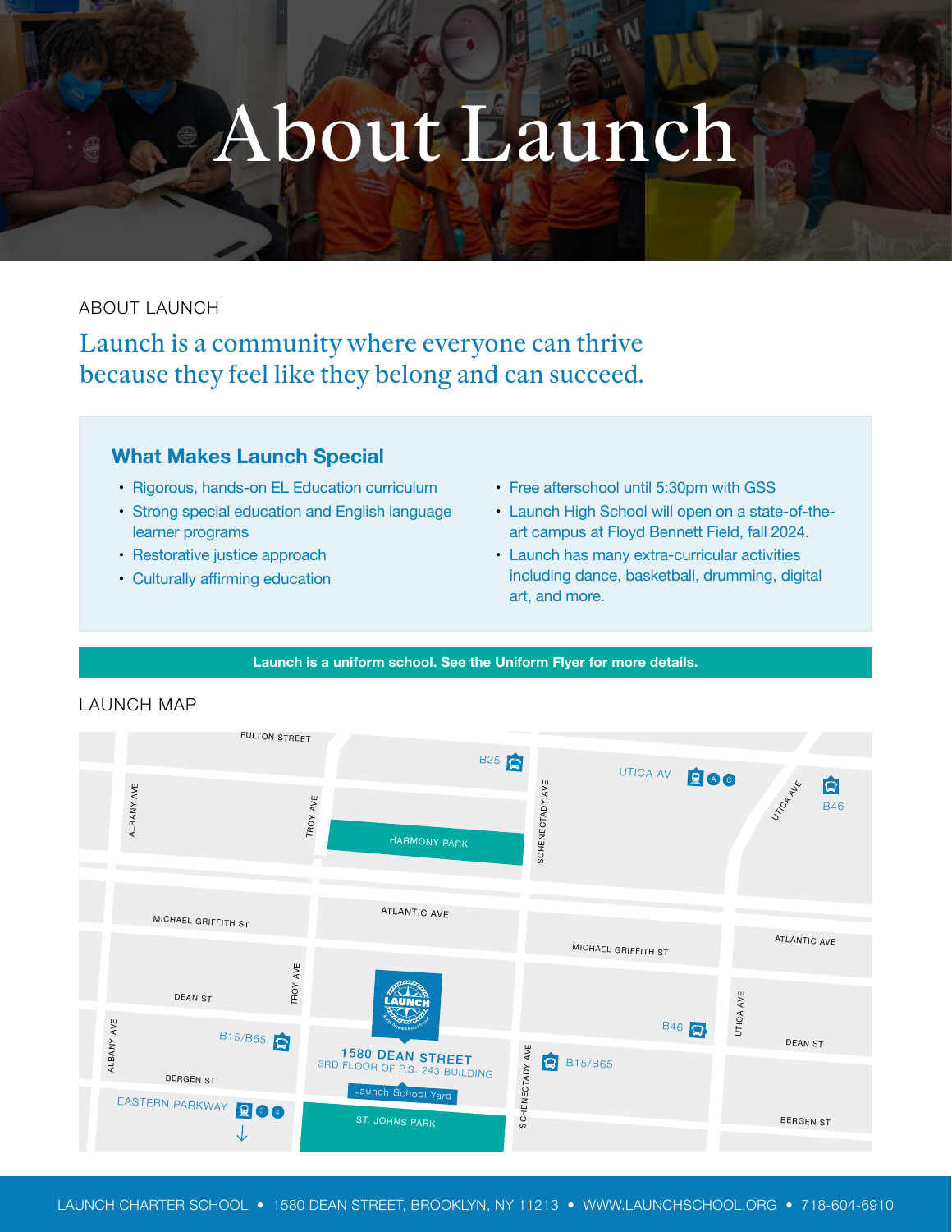# About Launch

ABOUT LAUNCH

## Launch is a community where everyone can thrive because they feel like they belong and can succeed.

### What Makes Launch Special

- Rigorous, hands-on EL Education curriculum
- Strong special education and English language learner programs
- Restorative justice approach
- Culturally affirming education
- Free afterschool until 5:30pm with GSS
- Launch High School will open on a state-of-the-art campus at Floyd Bennett Field, fall 2024.
- Launch has many extra-curricular activities including dance, basketball, drumming, digital art, and more.

**Launch is a uniform school. See the Uniform Flyer for more details.**

LAUNCH MAP

FULTON STREET, B25, UTICA AV (A, C), UTICA AVE, B46, ALBANY AVE, TROY AVE, HARMONY PARK, SCHENECTADY AVE, ATLANTIC AVE, MICHAEL GRIFFITH ST, DEAN ST, B15/B65, BERGEN ST, EASTERN PARKWAY (3, 4), ST. JOHNS PARK

**1580 DEAN STREET**
3RD FLOOR OF P.S. 243 BUILDING
Launch School Yard

LAUNCH CHARTER SCHOOL • 1580 DEAN STREET, BROOKLYN, NY 11213 • WWW.LAUNCHSCHOOL.ORG • 718-604-6910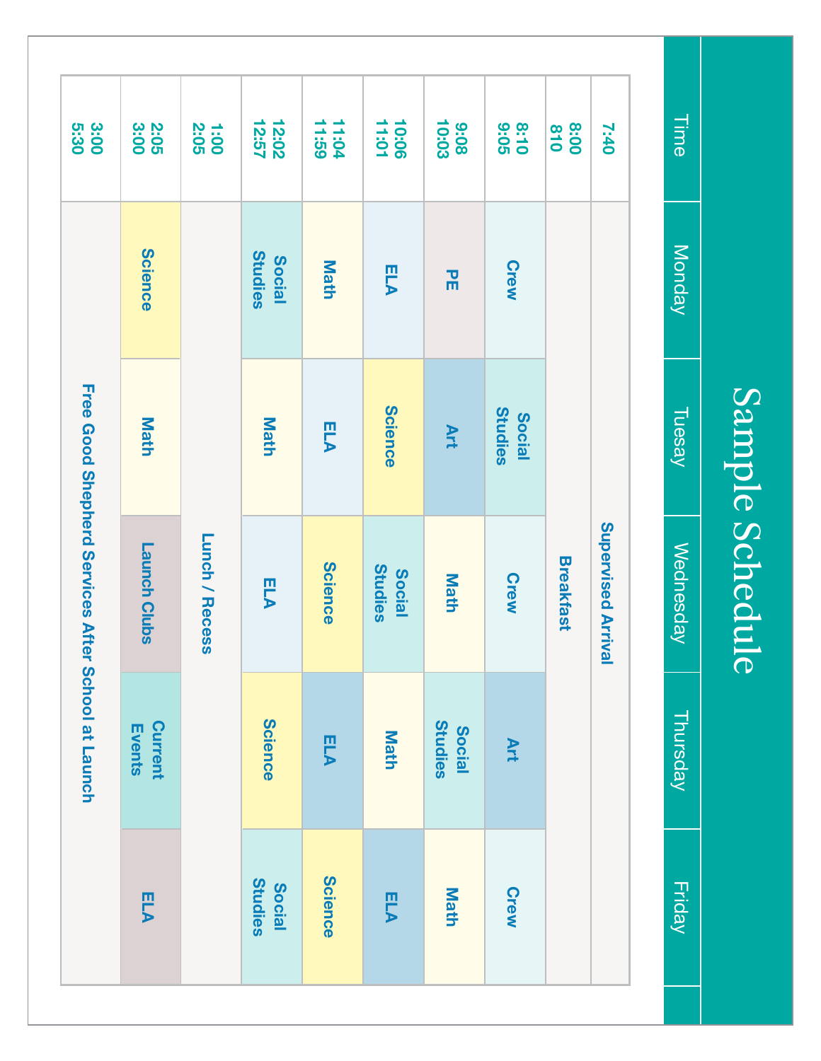# Sample Schedule

| Time | Monday | Tuesay | Wednesday | Thursday | Friday |
|---|---|---|---|---|---|
| 7:40 | Supervised Arrival | | | | |
| 8:00<br>810 | Breakfast | | | | |
| 8:10<br>9:05 | Crew | Social Studies | Crew | Art | Crew |
| 9:08<br>10:03 | PE | Art | Math | Social Studies | Math |
| 10:06<br>11:01 | ELA | Science | Social Studies | Math | ELA |
| 11:04<br>11:59 | Math | ELA | Science | ELA | Science |
| 12:02<br>12:57 | Social Studies | Math | ELA | Science | Social Studies |
| 1:00<br>2:05 | Lunch / Recess | | | | |
| 2:05<br>3:00 | Science | Math | Launch Clubs | Current Events | ELA |
| 3:00<br>5:30 | Free Good Shepherd Services After School at Launch | | | | |